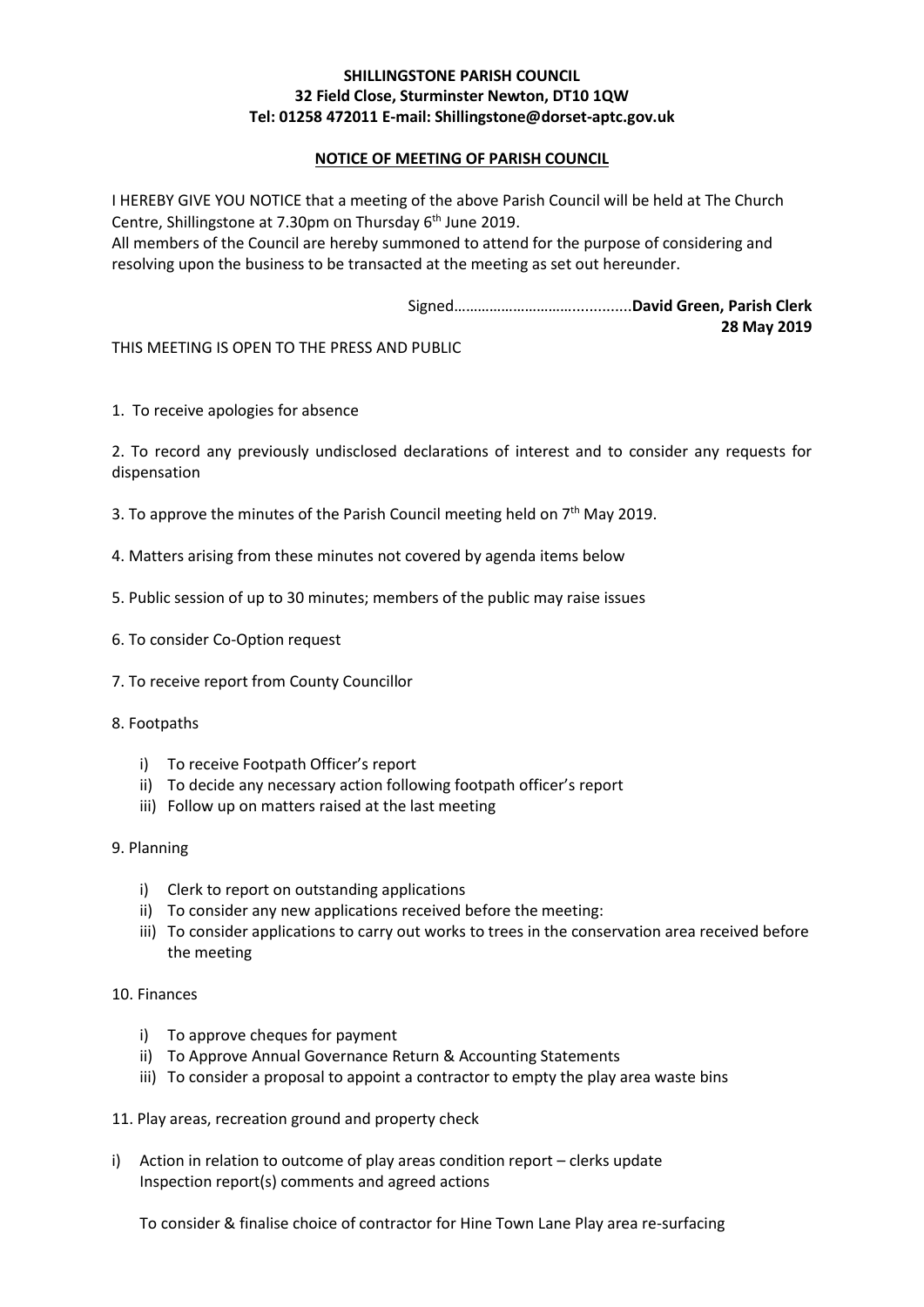**SHILLINGSTONE PARISH COUNCIL**
**32 Field Close, Sturminster Newton, DT10 1QW**
**Tel: 01258 472011 E-mail: Shillingstone@dorset-aptc.gov.uk**

## NOTICE OF MEETING OF PARISH COUNCIL

I HEREBY GIVE YOU NOTICE that a meeting of the above Parish Council will be held at The Church Centre, Shillingstone at 7.30pm on Thursday 6th June 2019.

All members of the Council are hereby summoned to attend for the purpose of considering and resolving upon the business to be transacted at the meeting as set out hereunder.

Signed……………………….............**David Green, Parish Clerk**
**28 May 2019**

THIS MEETING IS OPEN TO THE PRESS AND PUBLIC

1. To receive apologies for absence

2. To record any previously undisclosed declarations of interest and to consider any requests for dispensation

3. To approve the minutes of the Parish Council meeting held on 7th May 2019.

4. Matters arising from these minutes not covered by agenda items below

5. Public session of up to 30 minutes; members of the public may raise issues

6. To consider Co-Option request

7. To receive report from County Councillor

8. Footpaths

   i) To receive Footpath Officer's report
   ii) To decide any necessary action following footpath officer's report
   iii) Follow up on matters raised at the last meeting

9. Planning

   i) Clerk to report on outstanding applications
   ii) To consider any new applications received before the meeting:
   iii) To consider applications to carry out works to trees in the conservation area received before the meeting

10. Finances

   i) To approve cheques for payment
   ii) To Approve Annual Governance Return & Accounting Statements
   iii) To consider a proposal to appoint a contractor to empty the play area waste bins

11. Play areas, recreation ground and property check

i) Action in relation to outcome of play areas condition report – clerks update
Inspection report(s) comments and agreed actions

To consider & finalise choice of contractor for Hine Town Lane Play area re-surfacing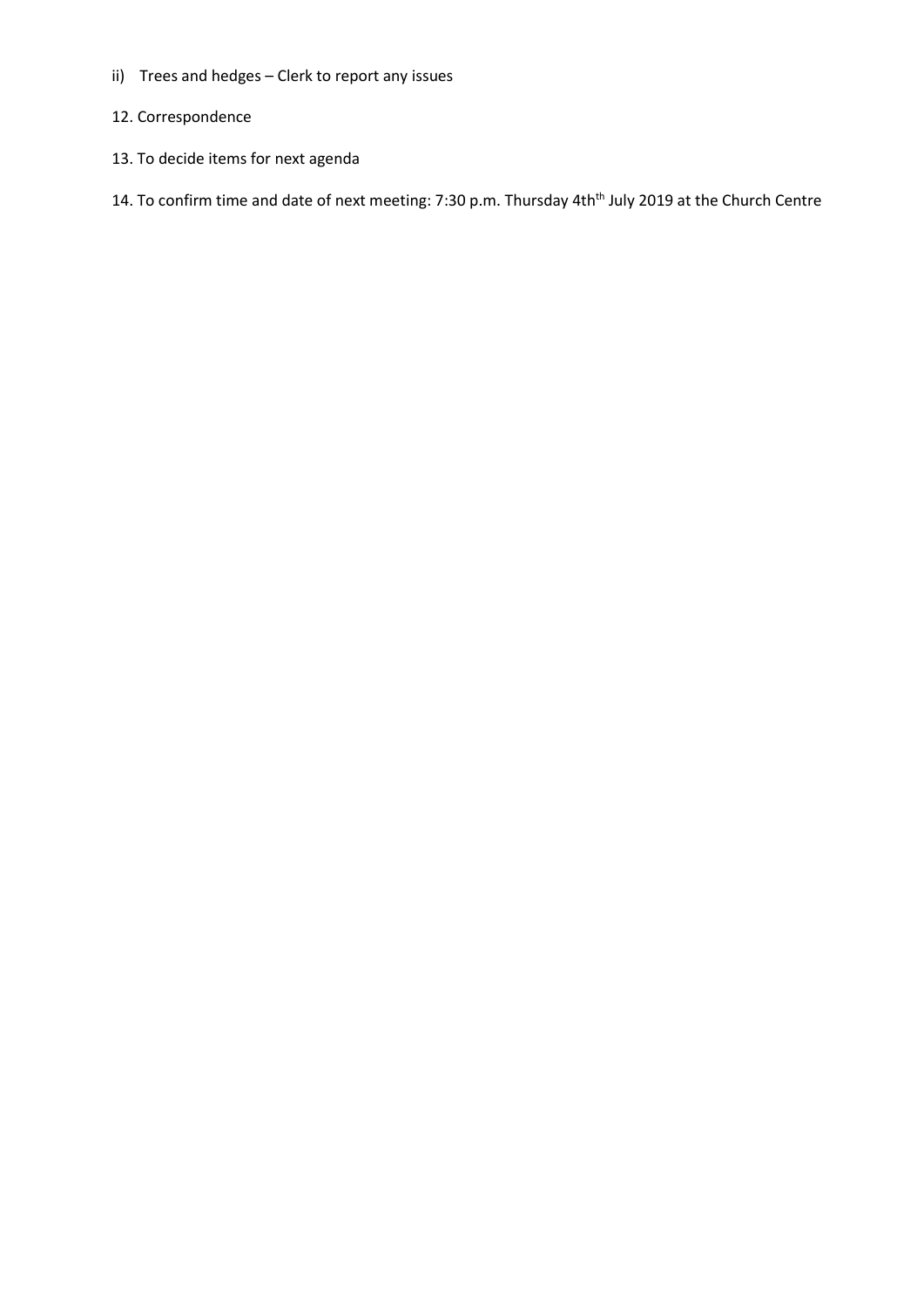ii) Trees and hedges – Clerk to report any issues

12. Correspondence

13. To decide items for next agenda

14. To confirm time and date of next meeting: 7:30 p.m. Thursday 4th[th] July 2019 at the Church Centre